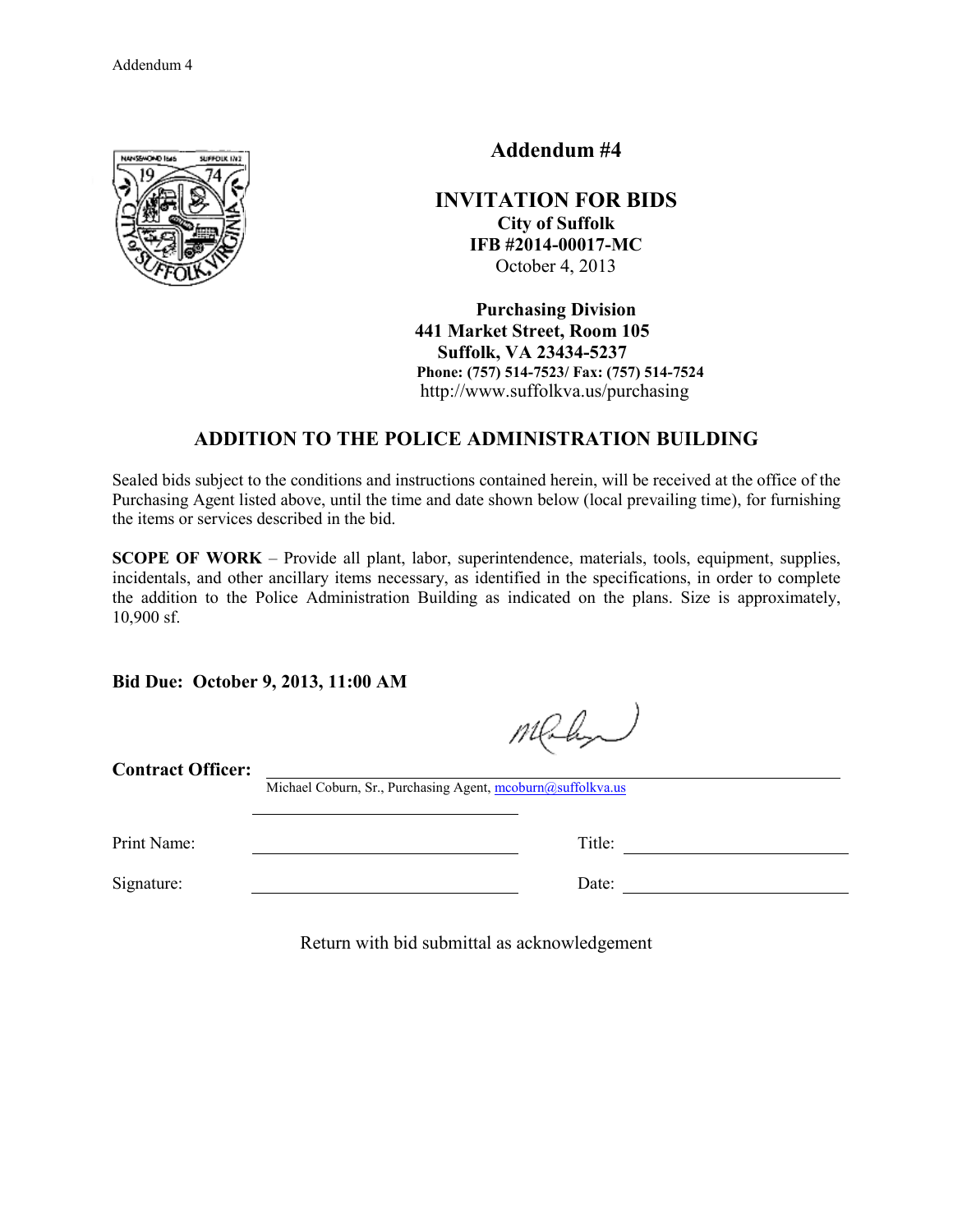# Addendum #4

## INVITATION FOR BIDS

**City of Suffolk**
**IFB #2014-00017-MC**
October 4, 2013

**Purchasing Division**
**441 Market Street, Room 105**
**Suffolk, VA 23434-5237**
**Phone: (757) 514-7523/ Fax: (757) 514-7524**
http://www.suffolkva.us/purchasing

## ADDITION TO THE POLICE ADMINISTRATION BUILDING

Sealed bids subject to the conditions and instructions contained herein, will be received at the office of the Purchasing Agent listed above, until the time and date shown below (local prevailing time), for furnishing the items or services described in the bid.

**SCOPE OF WORK** – Provide all plant, labor, superintendence, materials, tools, equipment, supplies, incidentals, and other ancillary items necessary, as identified in the specifications, in order to complete the addition to the Police Administration Building as indicated on the plans. Size is approximately, 10,900 sf.

**Bid Due: October 9, 2013, 11:00 AM**

**Contract Officer:** ______________________________
Michael Coburn, Sr., Purchasing Agent, mcoburn@suffolkva.us

Print Name: ______________________ Title: ______________________

Signature: ______________________ Date: ______________________

Return with bid submittal as acknowledgement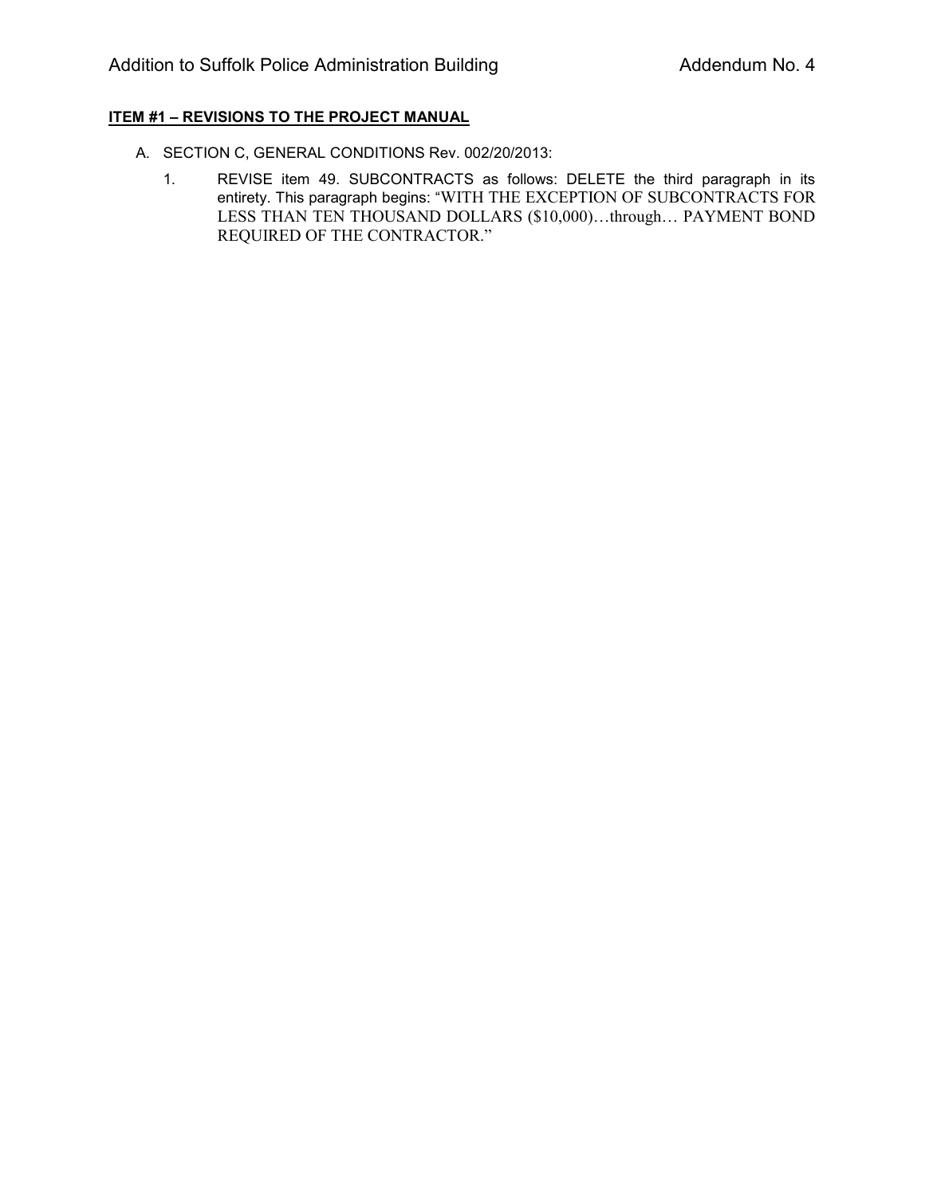**ITEM #1 – REVISIONS TO THE PROJECT MANUAL**

A. SECTION C, GENERAL CONDITIONS Rev. 002/20/2013:

   1. REVISE item 49. SUBCONTRACTS as follows: DELETE the third paragraph in its entirety. This paragraph begins: "WITH THE EXCEPTION OF SUBCONTRACTS FOR LESS THAN TEN THOUSAND DOLLARS ($10,000)…through… PAYMENT BOND REQUIRED OF THE CONTRACTOR."